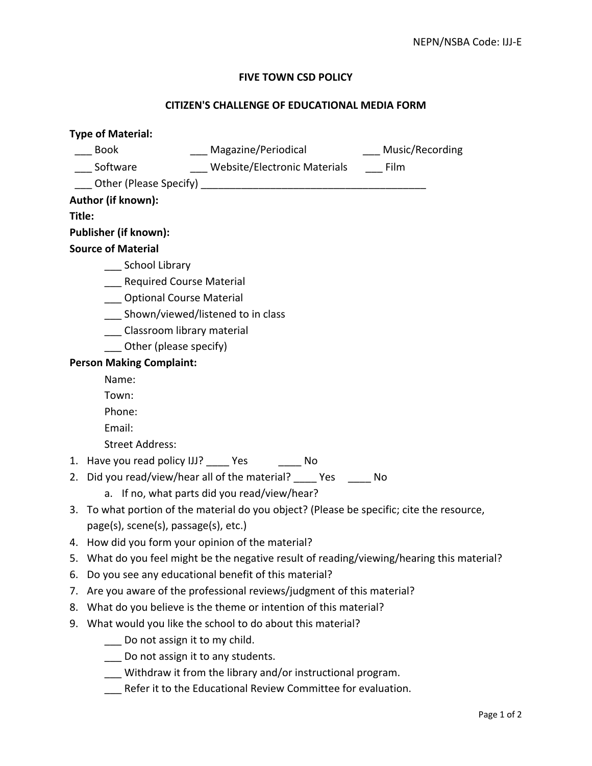NEPN/NSBA Code: IJJ-E

# FIVE TOWN CSD POLICY

## CITIZEN'S CHALLENGE OF EDUCATIONAL MEDIA FORM

**Type of Material:**

___ Book ___ Magazine/Periodical ___ Music/Recording

___ Software ___ Website/Electronic Materials ___ Film

___ Other (Please Specify) ________________________________________

**Author (if known):**

**Title:**

**Publisher (if known):**

**Source of Material**

- ___ School Library
- ___ Required Course Material
- ___ Optional Course Material
- ___ Shown/viewed/listened to in class
- ___ Classroom library material
- ___ Other (please specify)

**Person Making Complaint:**

- Name:
- Town:
- Phone:
- Email:
- Street Address:

1. Have you read policy IJJ? ____ Yes ____ No
2. Did you read/view/hear all of the material? ____ Yes ____ No
   a. If no, what parts did you read/view/hear?
3. To what portion of the material do you object? (Please be specific; cite the resource, page(s), scene(s), passage(s), etc.)
4. How did you form your opinion of the material?
5. What do you feel might be the negative result of reading/viewing/hearing this material?
6. Do you see any educational benefit of this material?
7. Are you aware of the professional reviews/judgment of this material?
8. What do you believe is the theme or intention of this material?
9. What would you like the school to do about this material?
   - ___ Do not assign it to my child.
   - ___ Do not assign it to any students.
   - ___ Withdraw it from the library and/or instructional program.
   - ___ Refer it to the Educational Review Committee for evaluation.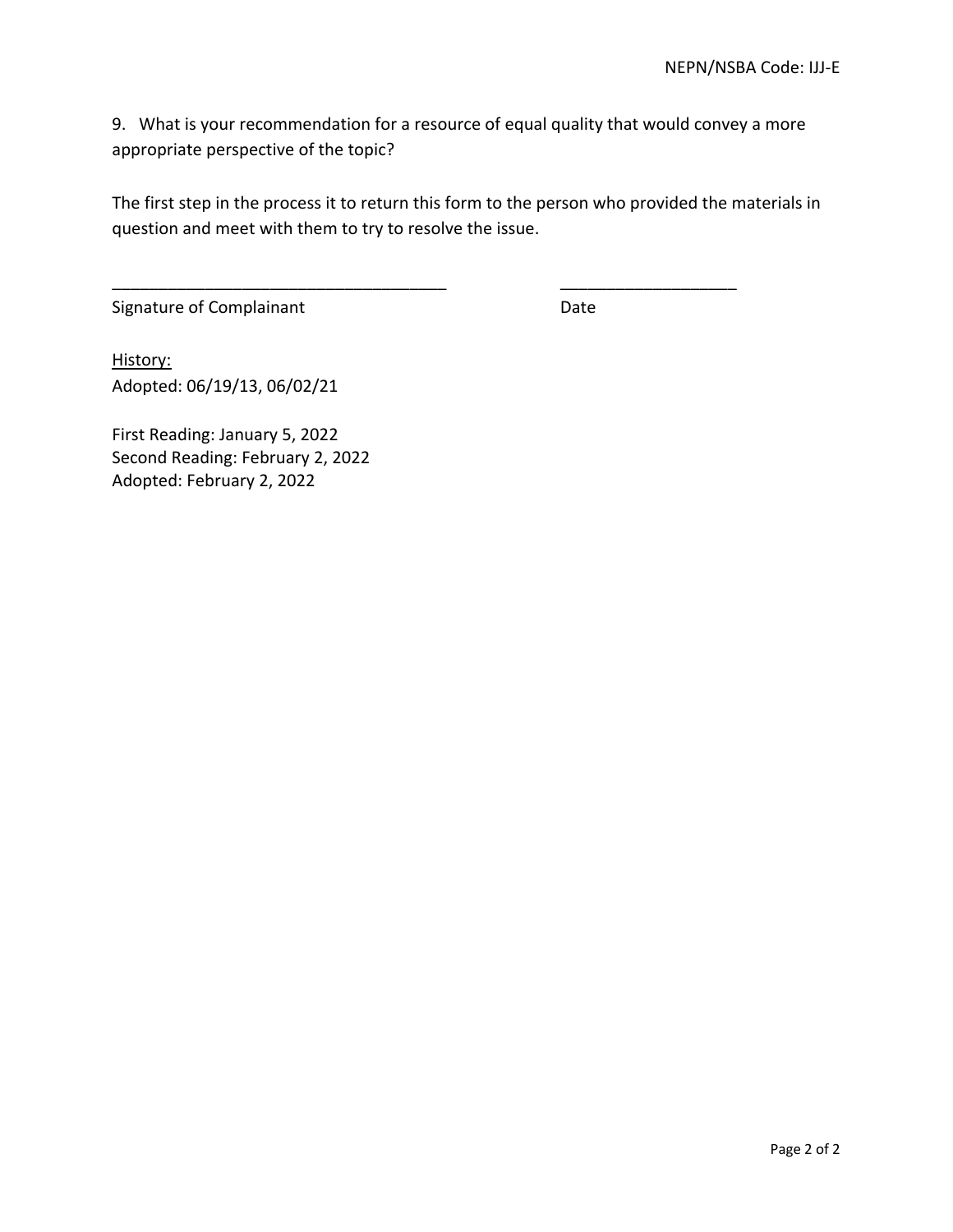9. What is your recommendation for a resource of equal quality that would convey a more appropriate perspective of the topic?

The first step in the process it to return this form to the person who provided the materials in question and meet with them to try to resolve the issue.

____________________________________ ___________________

Signature of Complainant Date

History:
Adopted: 06/19/13, 06/02/21

First Reading: January 5, 2022
Second Reading: February 2, 2022
Adopted: February 2, 2022